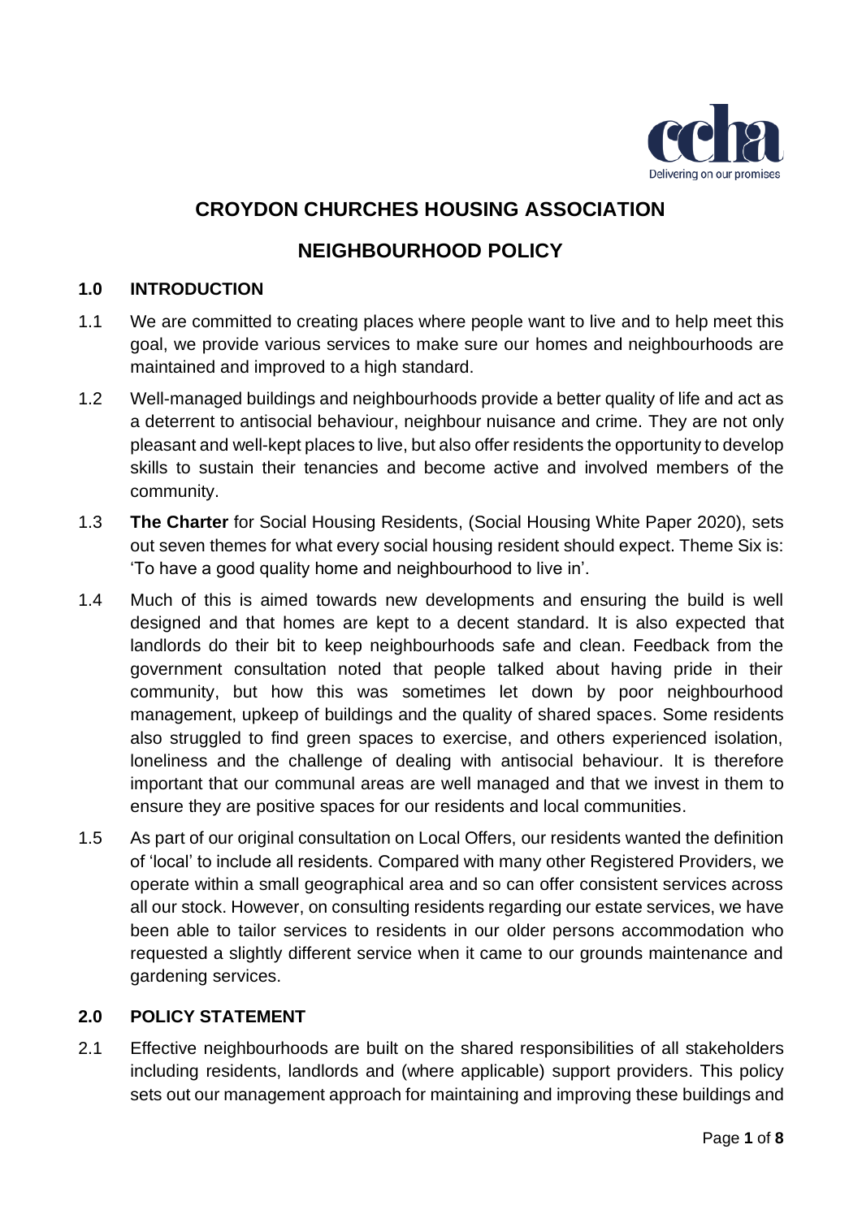# CROYDON CHURCHES HOUSING ASSOCIATION

## NEIGHBOURHOOD POLICY

### 1.0 INTRODUCTION

1.1 We are committed to creating places where people want to live and to help meet this goal, we provide various services to make sure our homes and neighbourhoods are maintained and improved to a high standard.

1.2 Well-managed buildings and neighbourhoods provide a better quality of life and act as a deterrent to antisocial behaviour, neighbour nuisance and crime. They are not only pleasant and well-kept places to live, but also offer residents the opportunity to develop skills to sustain their tenancies and become active and involved members of the community.

1.3 **The Charter** for Social Housing Residents, (Social Housing White Paper 2020), sets out seven themes for what every social housing resident should expect. Theme Six is: 'To have a good quality home and neighbourhood to live in'.

1.4 Much of this is aimed towards new developments and ensuring the build is well designed and that homes are kept to a decent standard. It is also expected that landlords do their bit to keep neighbourhoods safe and clean. Feedback from the government consultation noted that people talked about having pride in their community, but how this was sometimes let down by poor neighbourhood management, upkeep of buildings and the quality of shared spaces. Some residents also struggled to find green spaces to exercise, and others experienced isolation, loneliness and the challenge of dealing with antisocial behaviour. It is therefore important that our communal areas are well managed and that we invest in them to ensure they are positive spaces for our residents and local communities.

1.5 As part of our original consultation on Local Offers, our residents wanted the definition of 'local' to include all residents. Compared with many other Registered Providers, we operate within a small geographical area and so can offer consistent services across all our stock. However, on consulting residents regarding our estate services, we have been able to tailor services to residents in our older persons accommodation who requested a slightly different service when it came to our grounds maintenance and gardening services.

### 2.0 POLICY STATEMENT

2.1 Effective neighbourhoods are built on the shared responsibilities of all stakeholders including residents, landlords and (where applicable) support providers. This policy sets out our management approach for maintaining and improving these buildings and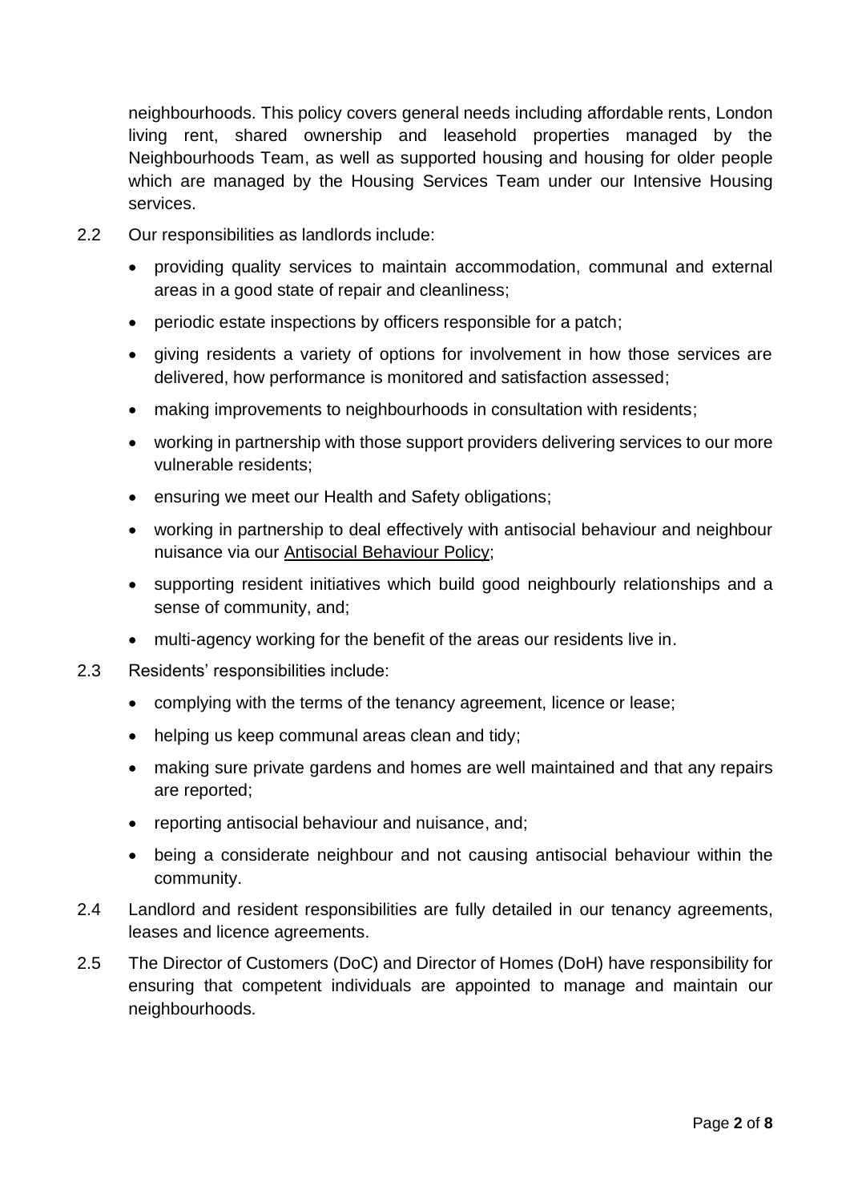neighbourhoods. This policy covers general needs including affordable rents, London living rent, shared ownership and leasehold properties managed by the Neighbourhoods Team, as well as supported housing and housing for older people which are managed by the Housing Services Team under our Intensive Housing services.

2.2 Our responsibilities as landlords include:

- providing quality services to maintain accommodation, communal and external areas in a good state of repair and cleanliness;
- periodic estate inspections by officers responsible for a patch;
- giving residents a variety of options for involvement in how those services are delivered, how performance is monitored and satisfaction assessed;
- making improvements to neighbourhoods in consultation with residents;
- working in partnership with those support providers delivering services to our more vulnerable residents;
- ensuring we meet our Health and Safety obligations;
- working in partnership to deal effectively with antisocial behaviour and neighbour nuisance via our Antisocial Behaviour Policy;
- supporting resident initiatives which build good neighbourly relationships and a sense of community, and;
- multi-agency working for the benefit of the areas our residents live in.

2.3 Residents' responsibilities include:

- complying with the terms of the tenancy agreement, licence or lease;
- helping us keep communal areas clean and tidy;
- making sure private gardens and homes are well maintained and that any repairs are reported;
- reporting antisocial behaviour and nuisance, and;
- being a considerate neighbour and not causing antisocial behaviour within the community.

2.4 Landlord and resident responsibilities are fully detailed in our tenancy agreements, leases and licence agreements.

2.5 The Director of Customers (DoC) and Director of Homes (DoH) have responsibility for ensuring that competent individuals are appointed to manage and maintain our neighbourhoods.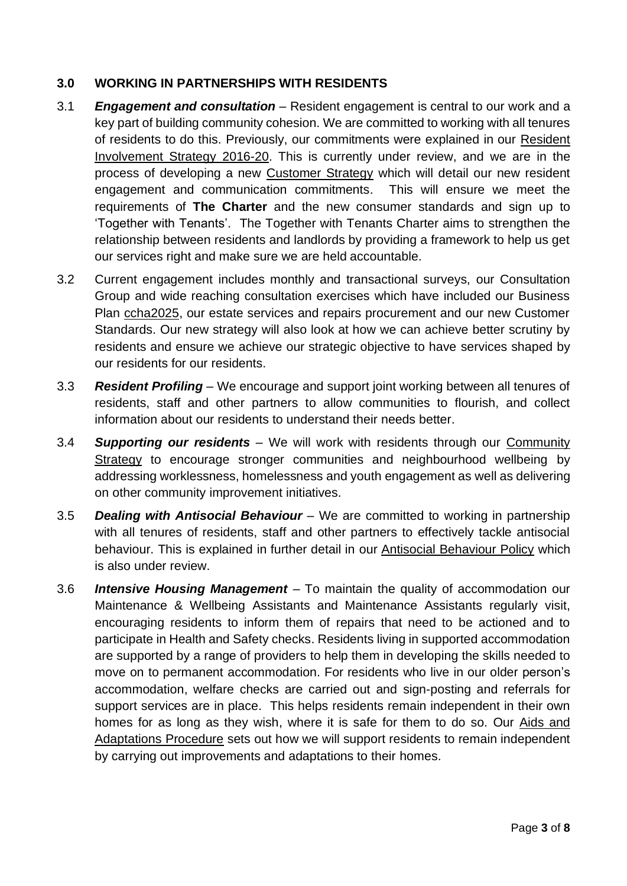## 3.0 WORKING IN PARTNERSHIPS WITH RESIDENTS

3.1 ***Engagement and consultation*** – Resident engagement is central to our work and a key part of building community cohesion. We are committed to working with all tenures of residents to do this. Previously, our commitments were explained in our Resident Involvement Strategy 2016-20. This is currently under review, and we are in the process of developing a new Customer Strategy which will detail our new resident engagement and communication commitments. This will ensure we meet the requirements of **The Charter** and the new consumer standards and sign up to 'Together with Tenants'. The Together with Tenants Charter aims to strengthen the relationship between residents and landlords by providing a framework to help us get our services right and make sure we are held accountable.

3.2 Current engagement includes monthly and transactional surveys, our Consultation Group and wide reaching consultation exercises which have included our Business Plan ccha2025, our estate services and repairs procurement and our new Customer Standards. Our new strategy will also look at how we can achieve better scrutiny by residents and ensure we achieve our strategic objective to have services shaped by our residents for our residents.

3.3 ***Resident Profiling*** – We encourage and support joint working between all tenures of residents, staff and other partners to allow communities to flourish, and collect information about our residents to understand their needs better.

3.4 ***Supporting our residents*** – We will work with residents through our Community Strategy to encourage stronger communities and neighbourhood wellbeing by addressing worklessness, homelessness and youth engagement as well as delivering on other community improvement initiatives.

3.5 ***Dealing with Antisocial Behaviour*** – We are committed to working in partnership with all tenures of residents, staff and other partners to effectively tackle antisocial behaviour. This is explained in further detail in our Antisocial Behaviour Policy which is also under review.

3.6 ***Intensive Housing Management*** – To maintain the quality of accommodation our Maintenance & Wellbeing Assistants and Maintenance Assistants regularly visit, encouraging residents to inform them of repairs that need to be actioned and to participate in Health and Safety checks. Residents living in supported accommodation are supported by a range of providers to help them in developing the skills needed to move on to permanent accommodation. For residents who live in our older person's accommodation, welfare checks are carried out and sign-posting and referrals for support services are in place. This helps residents remain independent in their own homes for as long as they wish, where it is safe for them to do so. Our Aids and Adaptations Procedure sets out how we will support residents to remain independent by carrying out improvements and adaptations to their homes.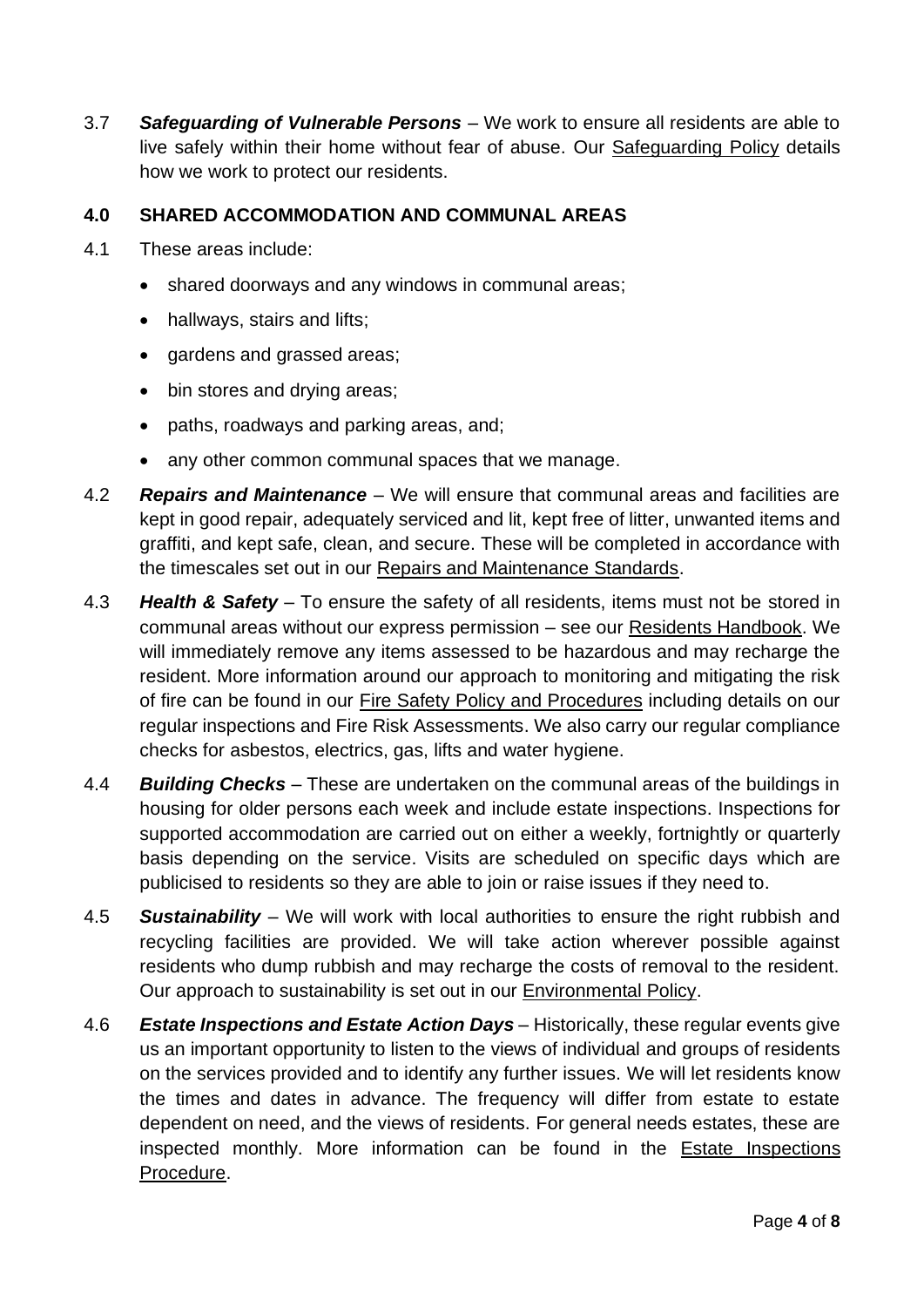3.7 ***Safeguarding of Vulnerable Persons*** – We work to ensure all residents are able to live safely within their home without fear of abuse. Our Safeguarding Policy details how we work to protect our residents.

## 4.0 SHARED ACCOMMODATION AND COMMUNAL AREAS

4.1 These areas include:

- shared doorways and any windows in communal areas;
- hallways, stairs and lifts;
- gardens and grassed areas;
- bin stores and drying areas;
- paths, roadways and parking areas, and;
- any other common communal spaces that we manage.

4.2 ***Repairs and Maintenance*** – We will ensure that communal areas and facilities are kept in good repair, adequately serviced and lit, kept free of litter, unwanted items and graffiti, and kept safe, clean, and secure. These will be completed in accordance with the timescales set out in our Repairs and Maintenance Standards.

4.3 ***Health & Safety*** – To ensure the safety of all residents, items must not be stored in communal areas without our express permission – see our Residents Handbook. We will immediately remove any items assessed to be hazardous and may recharge the resident. More information around our approach to monitoring and mitigating the risk of fire can be found in our Fire Safety Policy and Procedures including details on our regular inspections and Fire Risk Assessments. We also carry our regular compliance checks for asbestos, electrics, gas, lifts and water hygiene.

4.4 ***Building Checks*** – These are undertaken on the communal areas of the buildings in housing for older persons each week and include estate inspections. Inspections for supported accommodation are carried out on either a weekly, fortnightly or quarterly basis depending on the service. Visits are scheduled on specific days which are publicised to residents so they are able to join or raise issues if they need to.

4.5 ***Sustainability*** – We will work with local authorities to ensure the right rubbish and recycling facilities are provided. We will take action wherever possible against residents who dump rubbish and may recharge the costs of removal to the resident. Our approach to sustainability is set out in our Environmental Policy.

4.6 ***Estate Inspections and Estate Action Days*** – Historically, these regular events give us an important opportunity to listen to the views of individual and groups of residents on the services provided and to identify any further issues. We will let residents know the times and dates in advance. The frequency will differ from estate to estate dependent on need, and the views of residents. For general needs estates, these are inspected monthly. More information can be found in the Estate Inspections Procedure.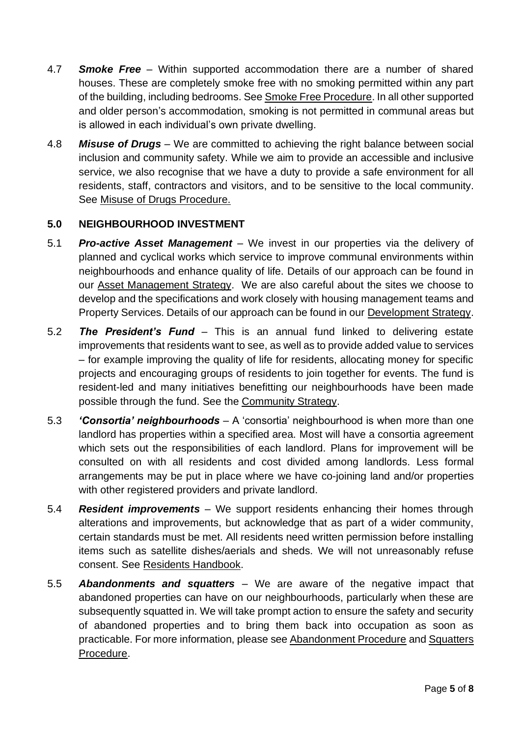4.7 ***Smoke Free*** – Within supported accommodation there are a number of shared houses. These are completely smoke free with no smoking permitted within any part of the building, including bedrooms. See Smoke Free Procedure. In all other supported and older person's accommodation, smoking is not permitted in communal areas but is allowed in each individual's own private dwelling.

4.8 ***Misuse of Drugs*** – We are committed to achieving the right balance between social inclusion and community safety. While we aim to provide an accessible and inclusive service, we also recognise that we have a duty to provide a safe environment for all residents, staff, contractors and visitors, and to be sensitive to the local community. See Misuse of Drugs Procedure.

## 5.0 NEIGHBOURHOOD INVESTMENT

5.1 ***Pro-active Asset Management*** – We invest in our properties via the delivery of planned and cyclical works which service to improve communal environments within neighbourhoods and enhance quality of life. Details of our approach can be found in our Asset Management Strategy. We are also careful about the sites we choose to develop and the specifications and work closely with housing management teams and Property Services. Details of our approach can be found in our Development Strategy.

5.2 ***The President's Fund*** – This is an annual fund linked to delivering estate improvements that residents want to see, as well as to provide added value to services – for example improving the quality of life for residents, allocating money for specific projects and encouraging groups of residents to join together for events. The fund is resident-led and many initiatives benefitting our neighbourhoods have been made possible through the fund. See the Community Strategy.

5.3 ***'Consortia' neighbourhoods*** – A 'consortia' neighbourhood is when more than one landlord has properties within a specified area. Most will have a consortia agreement which sets out the responsibilities of each landlord. Plans for improvement will be consulted on with all residents and cost divided among landlords. Less formal arrangements may be put in place where we have co-joining land and/or properties with other registered providers and private landlord.

5.4 ***Resident improvements*** – We support residents enhancing their homes through alterations and improvements, but acknowledge that as part of a wider community, certain standards must be met. All residents need written permission before installing items such as satellite dishes/aerials and sheds. We will not unreasonably refuse consent. See Residents Handbook.

5.5 ***Abandonments and squatters*** – We are aware of the negative impact that abandoned properties can have on our neighbourhoods, particularly when these are subsequently squatted in. We will take prompt action to ensure the safety and security of abandoned properties and to bring them back into occupation as soon as practicable. For more information, please see Abandonment Procedure and Squatters Procedure.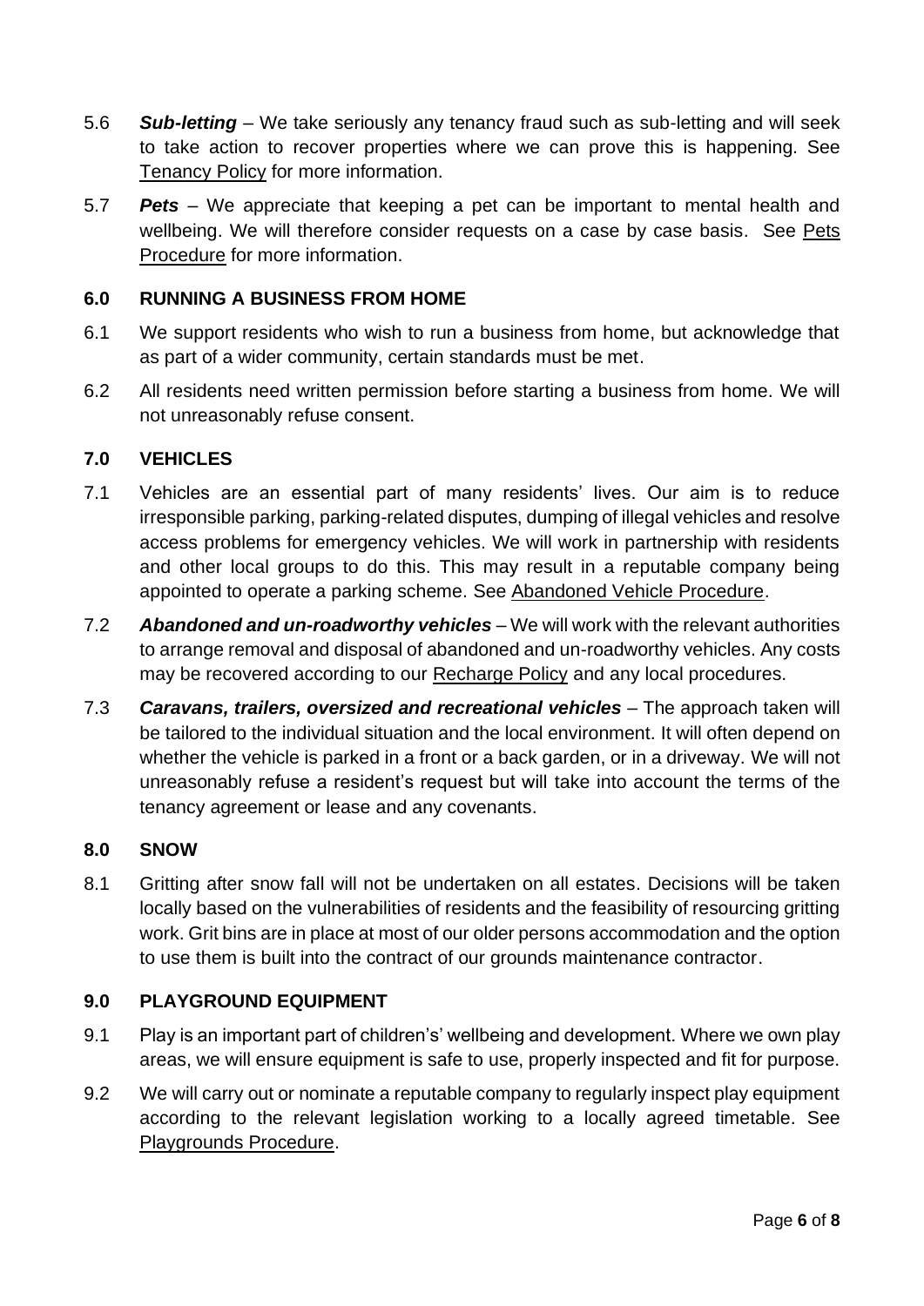5.6 ***Sub-letting*** – We take seriously any tenancy fraud such as sub-letting and will seek to take action to recover properties where we can prove this is happening. See Tenancy Policy for more information.

5.7 ***Pets*** – We appreciate that keeping a pet can be important to mental health and wellbeing. We will therefore consider requests on a case by case basis. See Pets Procedure for more information.

## 6.0 RUNNING A BUSINESS FROM HOME

6.1 We support residents who wish to run a business from home, but acknowledge that as part of a wider community, certain standards must be met.

6.2 All residents need written permission before starting a business from home. We will not unreasonably refuse consent.

## 7.0 VEHICLES

7.1 Vehicles are an essential part of many residents' lives. Our aim is to reduce irresponsible parking, parking-related disputes, dumping of illegal vehicles and resolve access problems for emergency vehicles. We will work in partnership with residents and other local groups to do this. This may result in a reputable company being appointed to operate a parking scheme. See Abandoned Vehicle Procedure.

7.2 ***Abandoned and un-roadworthy vehicles*** – We will work with the relevant authorities to arrange removal and disposal of abandoned and un-roadworthy vehicles. Any costs may be recovered according to our Recharge Policy and any local procedures.

7.3 ***Caravans, trailers, oversized and recreational vehicles*** – The approach taken will be tailored to the individual situation and the local environment. It will often depend on whether the vehicle is parked in a front or a back garden, or in a driveway. We will not unreasonably refuse a resident's request but will take into account the terms of the tenancy agreement or lease and any covenants.

## 8.0 SNOW

8.1 Gritting after snow fall will not be undertaken on all estates. Decisions will be taken locally based on the vulnerabilities of residents and the feasibility of resourcing gritting work. Grit bins are in place at most of our older persons accommodation and the option to use them is built into the contract of our grounds maintenance contractor.

## 9.0 PLAYGROUND EQUIPMENT

9.1 Play is an important part of children's' wellbeing and development. Where we own play areas, we will ensure equipment is safe to use, properly inspected and fit for purpose.

9.2 We will carry out or nominate a reputable company to regularly inspect play equipment according to the relevant legislation working to a locally agreed timetable. See Playgrounds Procedure.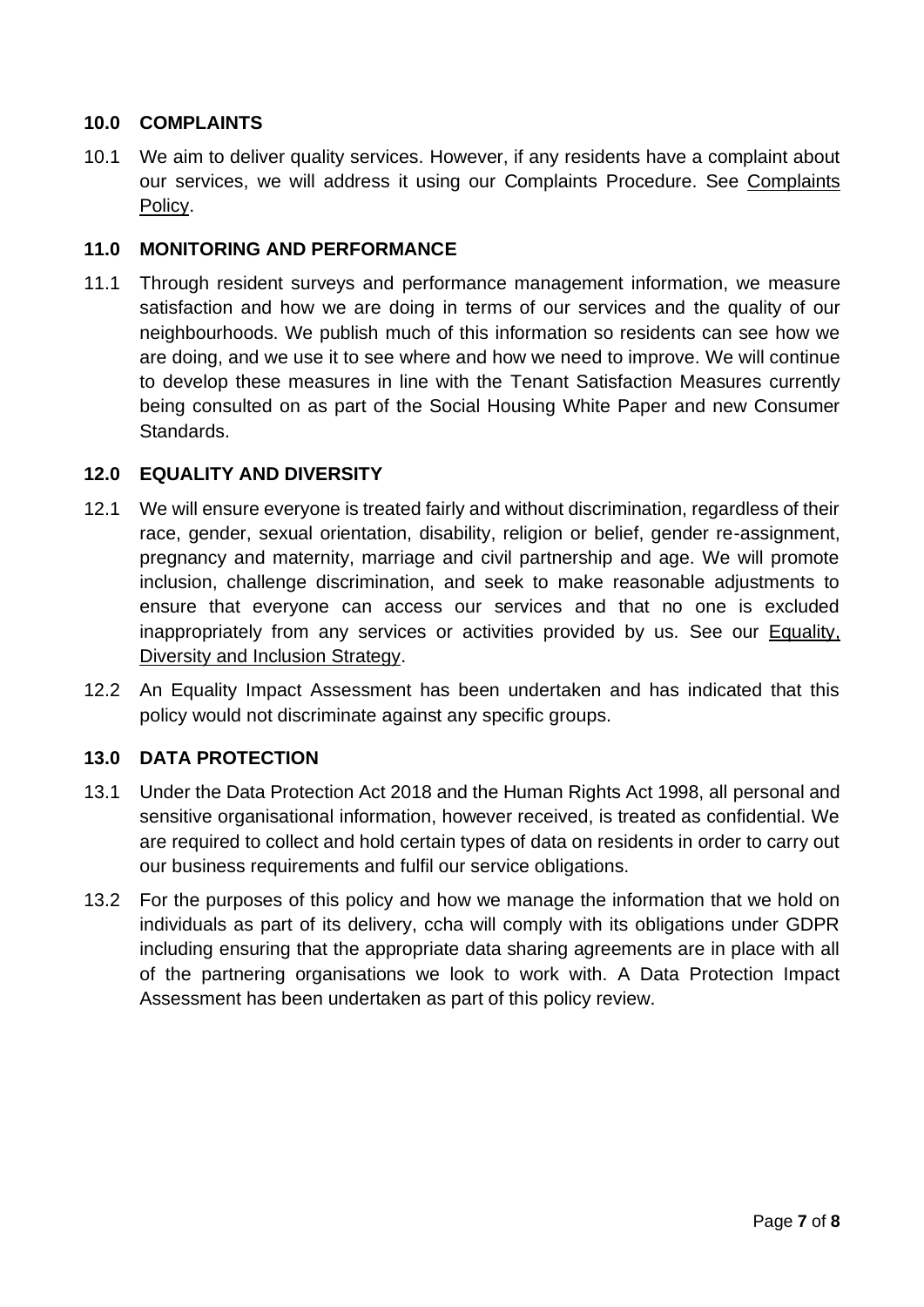## 10.0 COMPLAINTS

10.1 We aim to deliver quality services. However, if any residents have a complaint about our services, we will address it using our Complaints Procedure. See Complaints Policy.

## 11.0 MONITORING AND PERFORMANCE

11.1 Through resident surveys and performance management information, we measure satisfaction and how we are doing in terms of our services and the quality of our neighbourhoods. We publish much of this information so residents can see how we are doing, and we use it to see where and how we need to improve. We will continue to develop these measures in line with the Tenant Satisfaction Measures currently being consulted on as part of the Social Housing White Paper and new Consumer Standards.

## 12.0 EQUALITY AND DIVERSITY

12.1 We will ensure everyone is treated fairly and without discrimination, regardless of their race, gender, sexual orientation, disability, religion or belief, gender re-assignment, pregnancy and maternity, marriage and civil partnership and age. We will promote inclusion, challenge discrimination, and seek to make reasonable adjustments to ensure that everyone can access our services and that no one is excluded inappropriately from any services or activities provided by us. See our Equality, Diversity and Inclusion Strategy.

12.2 An Equality Impact Assessment has been undertaken and has indicated that this policy would not discriminate against any specific groups.

## 13.0 DATA PROTECTION

13.1 Under the Data Protection Act 2018 and the Human Rights Act 1998, all personal and sensitive organisational information, however received, is treated as confidential. We are required to collect and hold certain types of data on residents in order to carry out our business requirements and fulfil our service obligations.

13.2 For the purposes of this policy and how we manage the information that we hold on individuals as part of its delivery, ccha will comply with its obligations under GDPR including ensuring that the appropriate data sharing agreements are in place with all of the partnering organisations we look to work with. A Data Protection Impact Assessment has been undertaken as part of this policy review.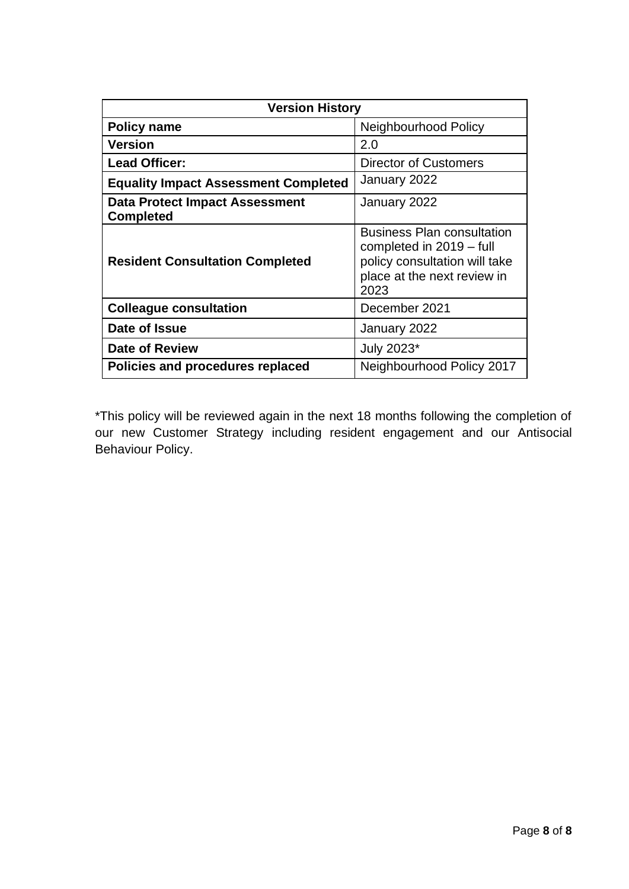| Version History | |
|---|---|
| **Policy name** | Neighbourhood Policy |
| **Version** | 2.0 |
| **Lead Officer:** | Director of Customers |
| **Equality Impact Assessment Completed** | January 2022 |
| **Data Protect Impact Assessment Completed** | January 2022 |
| **Resident Consultation Completed** | Business Plan consultation completed in 2019 – full policy consultation will take place at the next review in 2023 |
| **Colleague consultation** | December 2021 |
| **Date of Issue** | January 2022 |
| **Date of Review** | July 2023* |
| **Policies and procedures replaced** | Neighbourhood Policy 2017 |

*This policy will be reviewed again in the next 18 months following the completion of our new Customer Strategy including resident engagement and our Antisocial Behaviour Policy.